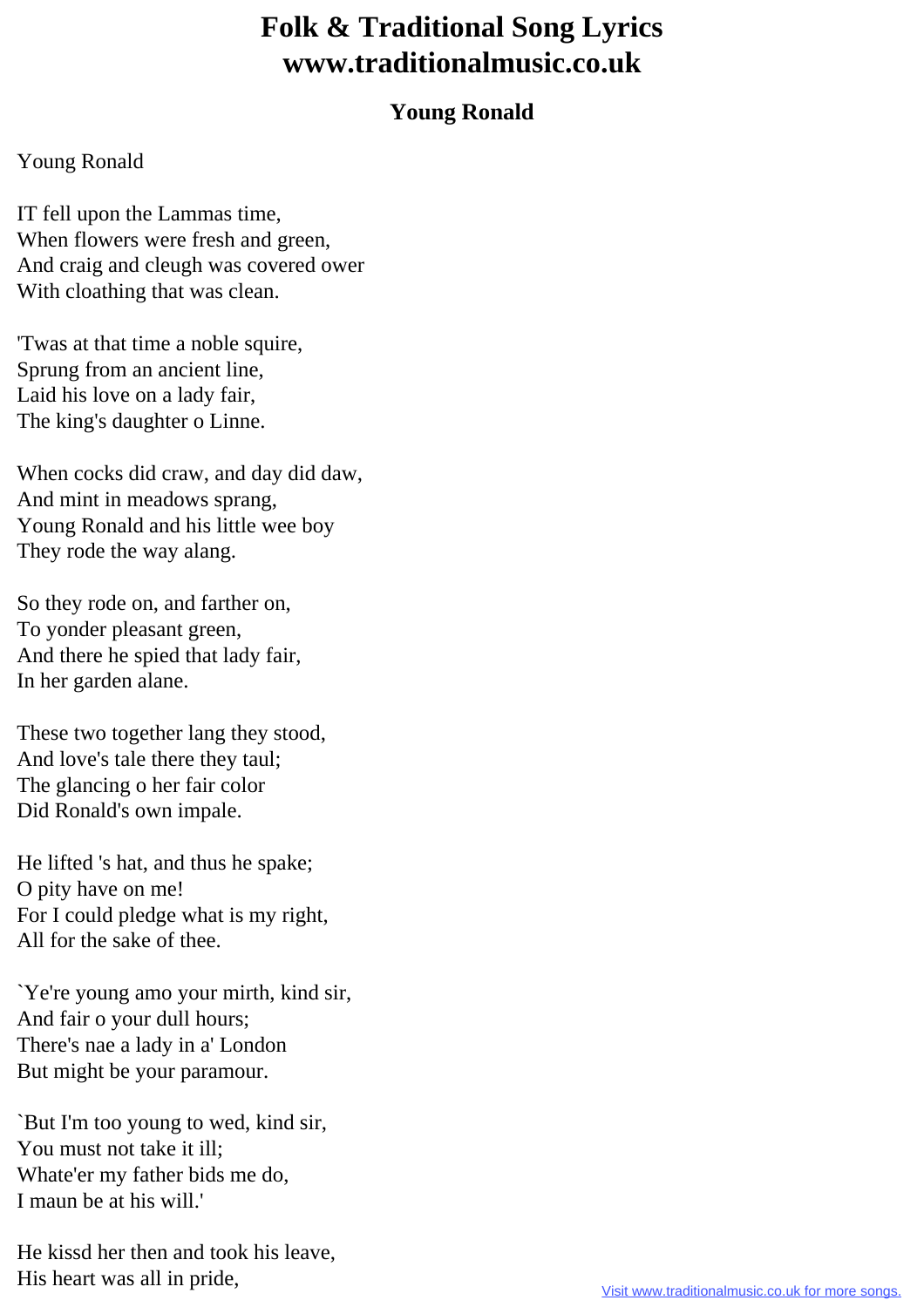# Folk & Traditional Song Lyrics
# www.traditionalmusic.co.uk

## Young Ronald

Young Ronald

IT fell upon the Lammas time,
When flowers were fresh and green,
And craig and cleugh was covered ower
With cloathing that was clean.

'Twas at that time a noble squire,
Sprung from an ancient line,
Laid his love on a lady fair,
The king's daughter o Linne.

When cocks did craw, and day did daw,
And mint in meadows sprang,
Young Ronald and his little wee boy
They rode the way alang.

So they rode on, and farther on,
To yonder pleasant green,
And there he spied that lady fair,
In her garden alane.

These two together lang they stood,
And love's tale there they taul;
The glancing o her fair color
Did Ronald's own impale.

He lifted 's hat, and thus he spake;
O pity have on me!
For I could pledge what is my right,
All for the sake of thee.

`Ye're young amo your mirth, kind sir,
And fair o your dull hours;
There's nae a lady in a' London
But might be your paramour.

`But I'm too young to wed, kind sir,
You must not take it ill;
Whate'er my father bids me do,
I maun be at his will.'

He kissd her then and took his leave,
His heart was all in pride,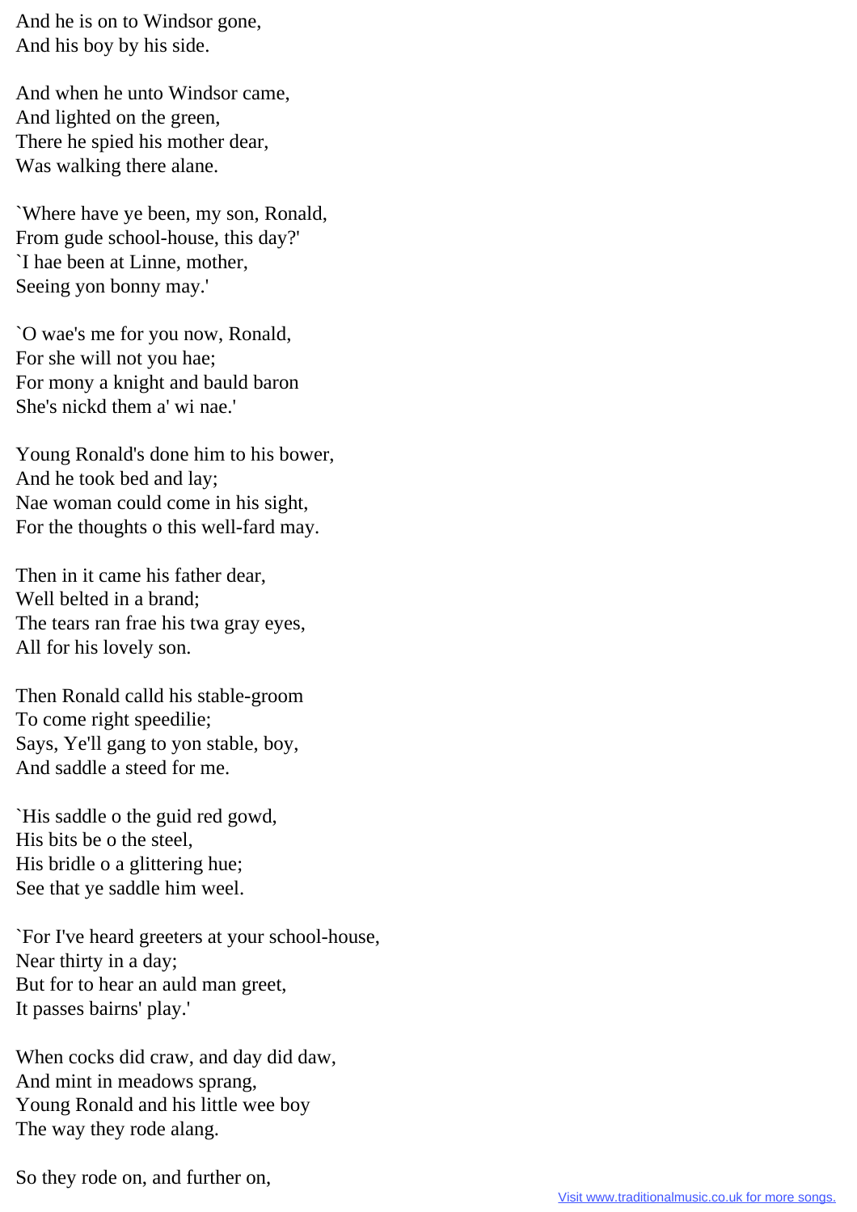And he is on to Windsor gone,
And his boy by his side.

And when he unto Windsor came,
And lighted on the green,
There he spied his mother dear,
Was walking there alane.

`Where have ye been, my son, Ronald,
From gude school-house, this day?'
`I hae been at Linne, mother,
Seeing yon bonny may.'

`O wae's me for you now, Ronald,
For she will not you hae;
For mony a knight and bauld baron
She's nickd them a' wi nae.'

Young Ronald's done him to his bower,
And he took bed and lay;
Nae woman could come in his sight,
For the thoughts o this well-fard may.

Then in it came his father dear,
Well belted in a brand;
The tears ran frae his twa gray eyes,
All for his lovely son.

Then Ronald calld his stable-groom
To come right speedilie;
Says, Ye'll gang to yon stable, boy,
And saddle a steed for me.

`His saddle o the guid red gowd,
His bits be o the steel,
His bridle o a glittering hue;
See that ye saddle him weel.

`For I've heard greeters at your school-house,
Near thirty in a day;
But for to hear an auld man greet,
It passes bairns' play.'

When cocks did craw, and day did daw,
And mint in meadows sprang,
Young Ronald and his little wee boy
The way they rode alang.

So they rode on, and further on,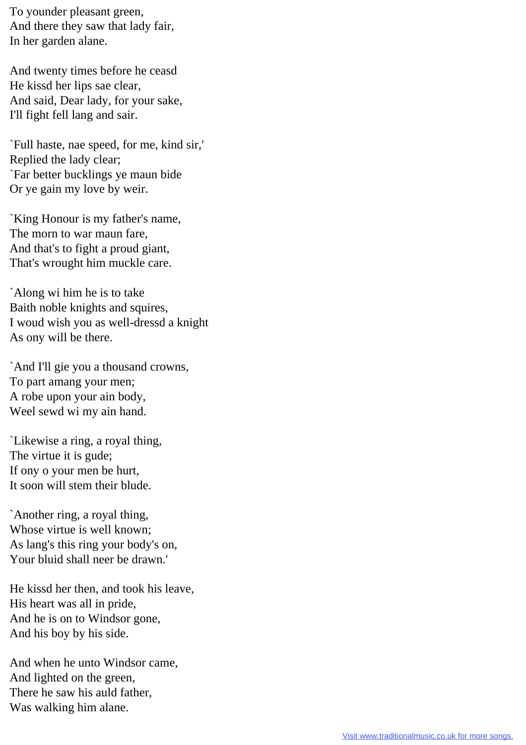To younder pleasant green,
And there they saw that lady fair,
In her garden alane.

And twenty times before he ceasd
He kissd her lips sae clear,
And said, Dear lady, for your sake,
I'll fight fell lang and sair.

`Full haste, nae speed, for me, kind sir,'
Replied the lady clear;
`Far better bucklings ye maun bide
Or ye gain my love by weir.

`King Honour is my father's name,
The morn to war maun fare,
And that's to fight a proud giant,
That's wrought him muckle care.

`Along wi him he is to take
Baith noble knights and squires,
I woud wish you as well-dressd a knight
As ony will be there.

`And I'll gie you a thousand crowns,
To part amang your men;
A robe upon your ain body,
Weel sewd wi my ain hand.

`Likewise a ring, a royal thing,
The virtue it is gude;
If ony o your men be hurt,
It soon will stem their blude.

`Another ring, a royal thing,
Whose virtue is well known;
As lang's this ring your body's on,
Your bluid shall neer be drawn.'

He kissd her then, and took his leave,
His heart was all in pride,
And he is on to Windsor gone,
And his boy by his side.

And when he unto Windsor came,
And lighted on the green,
There he saw his auld father,
Was walking him alane.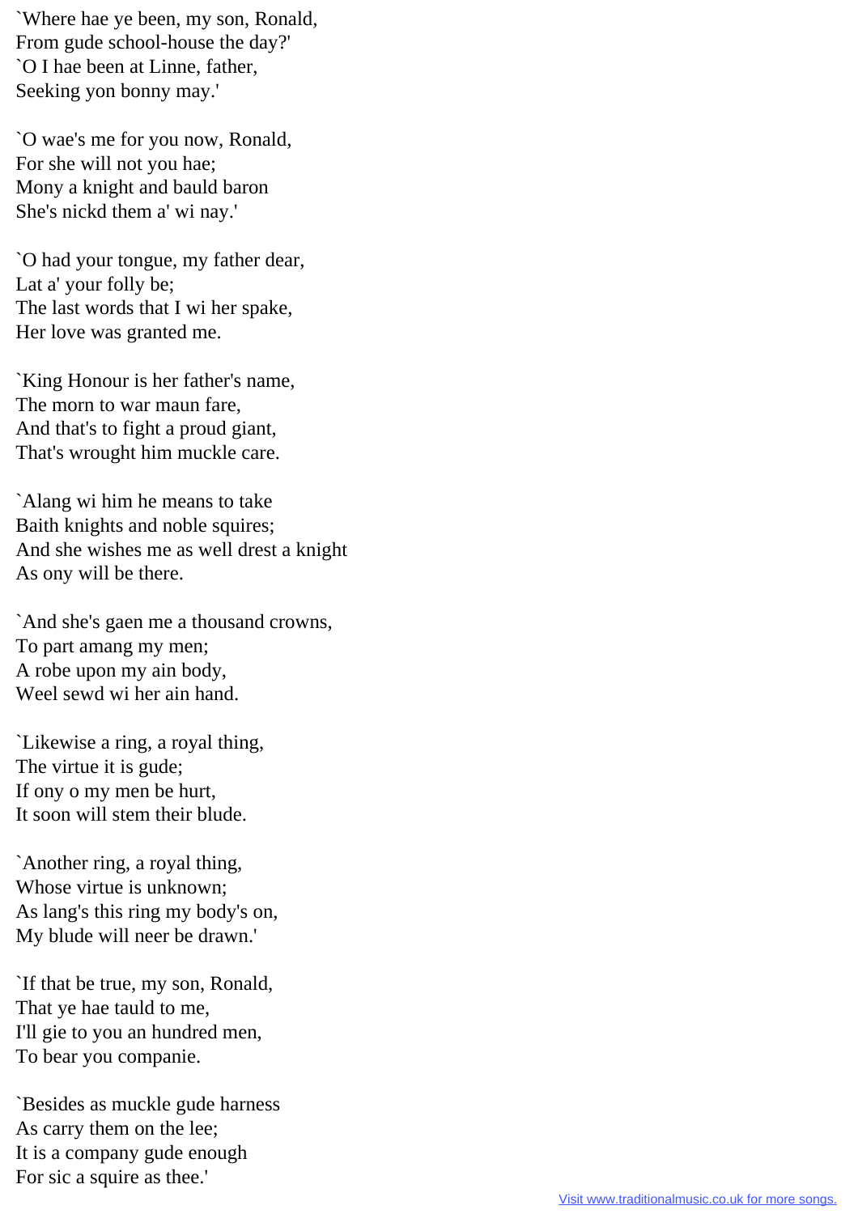`Where hae ye been, my son, Ronald,
From gude school-house the day?'
`O I hae been at Linne, father,
Seeking yon bonny may.'

`O wae's me for you now, Ronald,
For she will not you hae;
Mony a knight and bauld baron
She's nickd them a' wi nay.'

`O had your tongue, my father dear,
Lat a' your folly be;
The last words that I wi her spake,
Her love was granted me.

`King Honour is her father's name,
The morn to war maun fare,
And that's to fight a proud giant,
That's wrought him muckle care.

`Alang wi him he means to take
Baith knights and noble squires;
And she wishes me as well drest a knight
As ony will be there.

`And she's gaen me a thousand crowns,
To part amang my men;
A robe upon my ain body,
Weel sewd wi her ain hand.

`Likewise a ring, a royal thing,
The virtue it is gude;
If ony o my men be hurt,
It soon will stem their blude.

`Another ring, a royal thing,
Whose virtue is unknown;
As lang's this ring my body's on,
My blude will neer be drawn.'

`If that be true, my son, Ronald,
That ye hae tauld to me,
I'll gie to you an hundred men,
To bear you companie.

`Besides as muckle gude harness
As carry them on the lee;
It is a company gude enough
For sic a squire as thee.'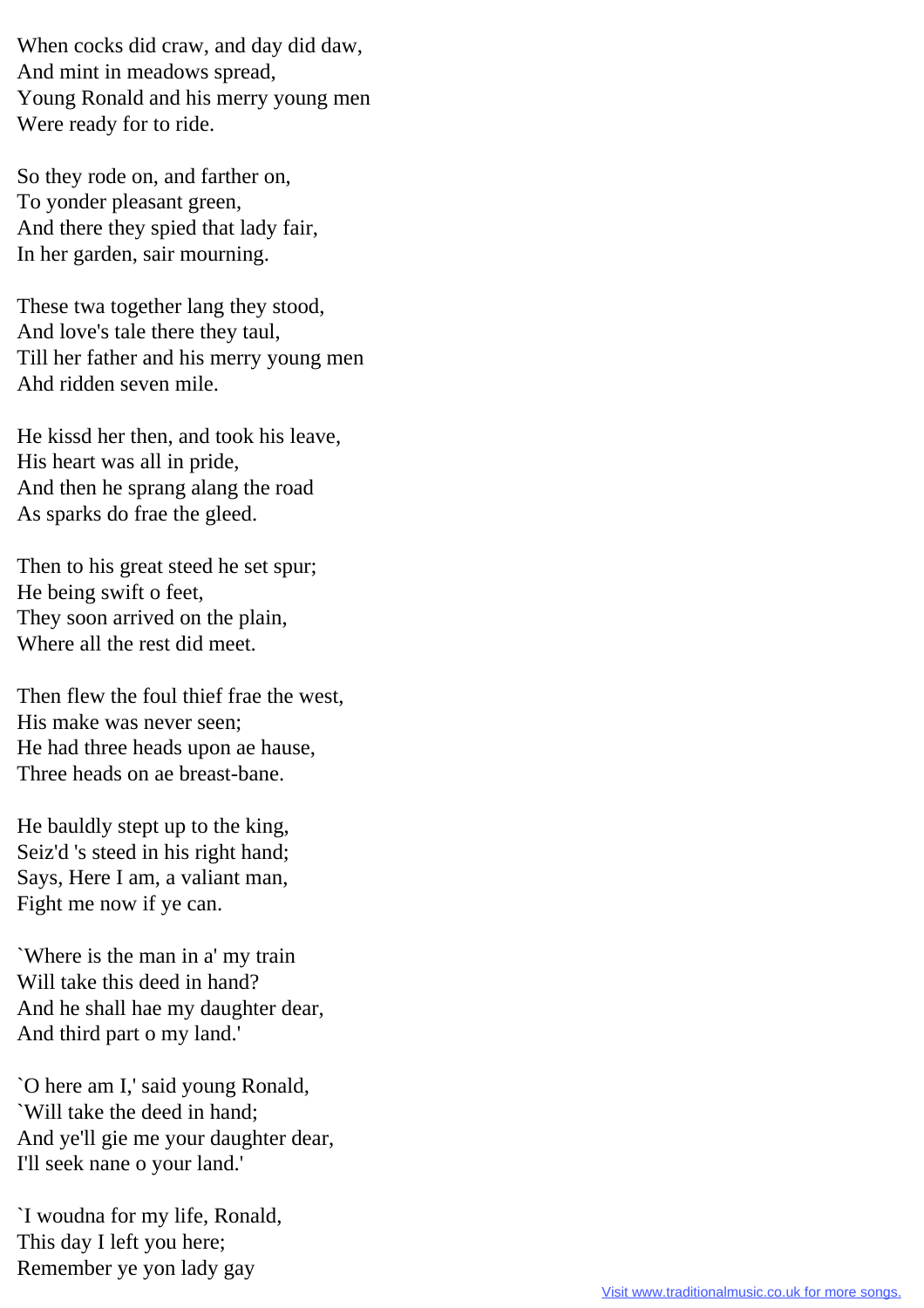When cocks did craw, and day did daw,
And mint in meadows spread,
Young Ronald and his merry young men
Were ready for to ride.

So they rode on, and farther on,
To yonder pleasant green,
And there they spied that lady fair,
In her garden, sair mourning.

These twa together lang they stood,
And love's tale there they taul,
Till her father and his merry young men
Ahd ridden seven mile.

He kissd her then, and took his leave,
His heart was all in pride,
And then he sprang alang the road
As sparks do frae the gleed.

Then to his great steed he set spur;
He being swift o feet,
They soon arrived on the plain,
Where all the rest did meet.

Then flew the foul thief frae the west,
His make was never seen;
He had three heads upon ae hause,
Three heads on ae breast-bane.

He bauldly stept up to the king,
Seiz'd 's steed in his right hand;
Says, Here I am, a valiant man,
Fight me now if ye can.

`Where is the man in a' my train
Will take this deed in hand?
And he shall hae my daughter dear,
And third part o my land.'

`O here am I,' said young Ronald,
`Will take the deed in hand;
And ye'll gie me your daughter dear,
I'll seek nane o your land.'

`I woudna for my life, Ronald,
This day I left you here;
Remember ye yon lady gay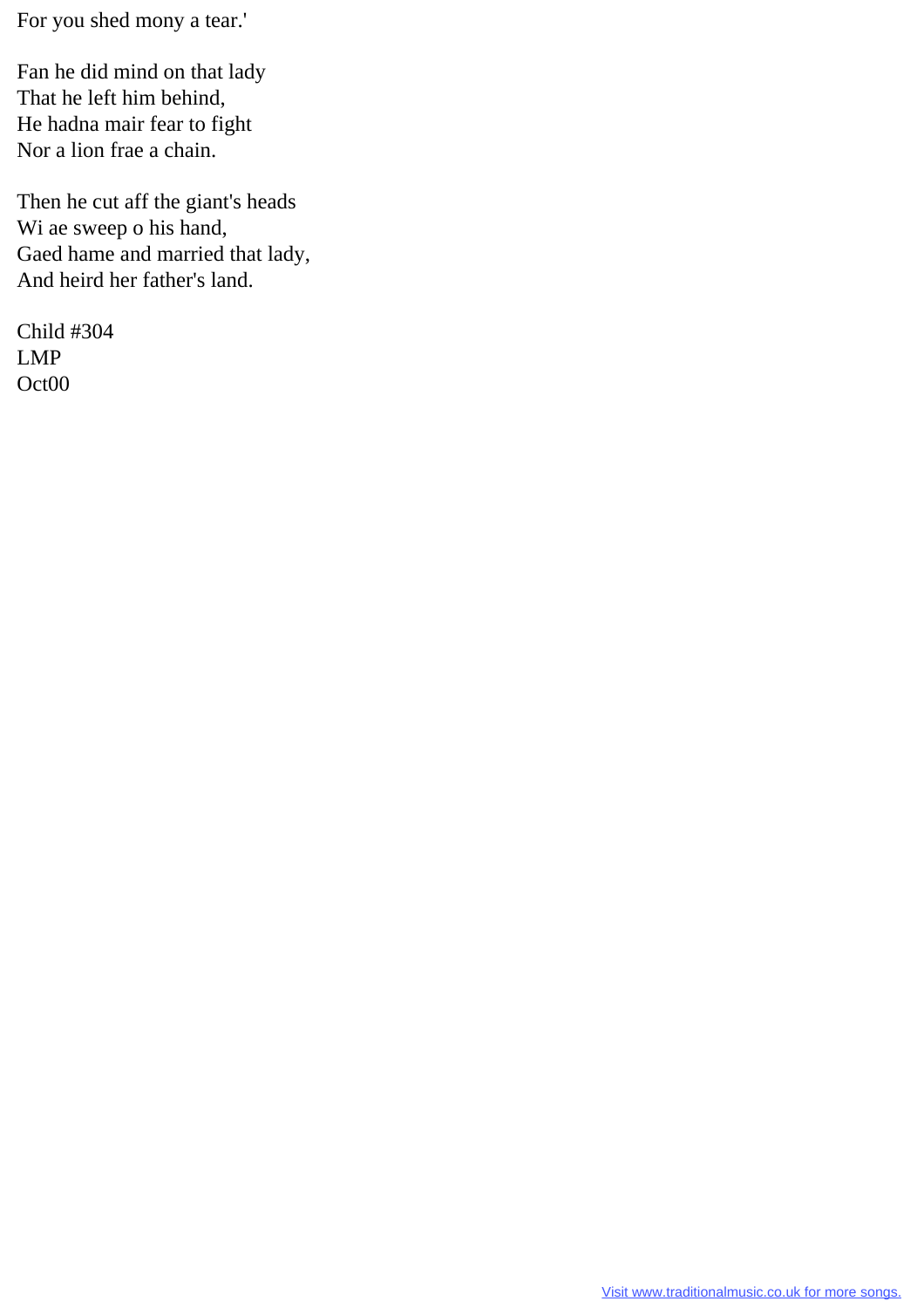For you shed mony a tear.'

Fan he did mind on that lady
That he left him behind,
He hadna mair fear to fight
Nor a lion frae a chain.

Then he cut aff the giant's heads
Wi ae sweep o his hand,
Gaed hame and married that lady,
And heird her father's land.

Child #304
LMP
Oct00

Visit www.traditionalmusic.co.uk for more songs.